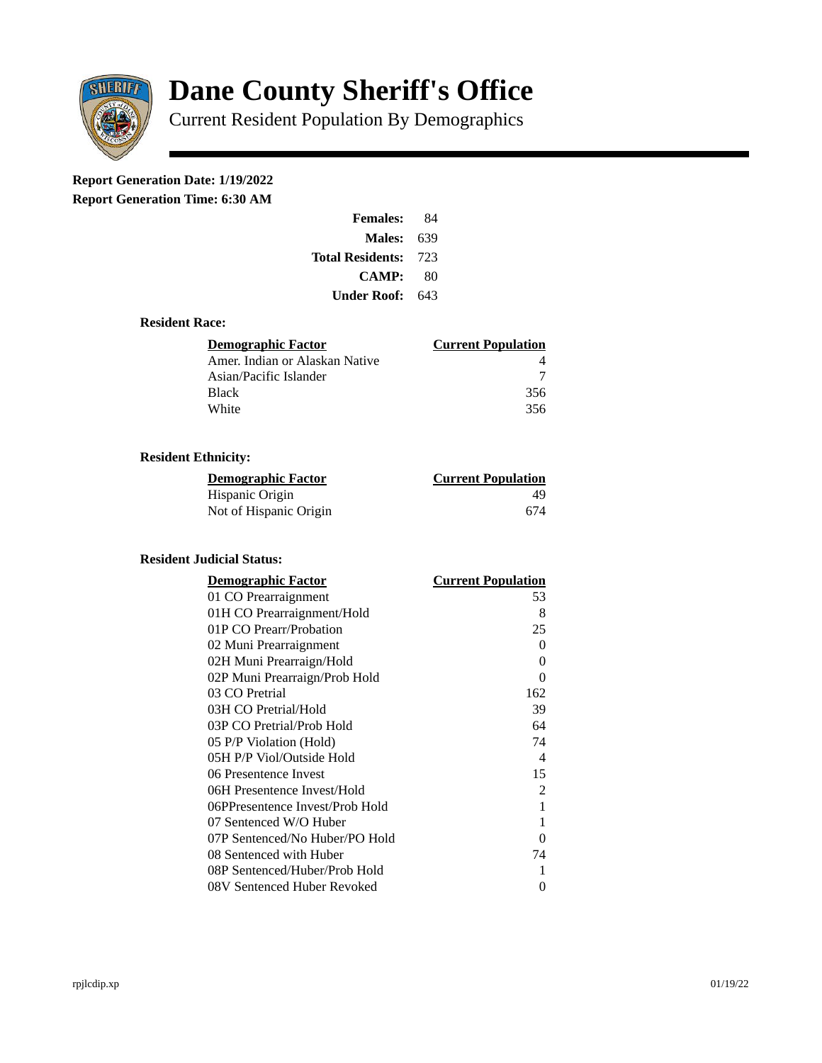# Dane County Sheriff's Office

Current Resident Population By Demographics

**Report Generation Date: 1/19/2022**

**Report Generation Time: 6:30 AM**

| | |
|---|---|
| **Females:** | 84 |
| **Males:** | 639 |
| **Total Residents:** | 723 |
| **CAMP:** | 80 |
| **Under Roof:** | 643 |

### Resident Race:

| Demographic Factor | Current Population |
|---|---|
| Amer. Indian or Alaskan Native | 4 |
| Asian/Pacific Islander | 7 |
| Black | 356 |
| White | 356 |

### Resident Ethnicity:

| Demographic Factor | Current Population |
|---|---|
| Hispanic Origin | 49 |
| Not of Hispanic Origin | 674 |

### Resident Judicial Status:

| Demographic Factor | Current Population |
|---|---|
| 01 CO Prearraignment | 53 |
| 01H CO Prearraignment/Hold | 8 |
| 01P CO Prearr/Probation | 25 |
| 02 Muni Prearraignment | 0 |
| 02H Muni Prearraign/Hold | 0 |
| 02P Muni Prearraign/Prob Hold | 0 |
| 03 CO Pretrial | 162 |
| 03H CO Pretrial/Hold | 39 |
| 03P CO Pretrial/Prob Hold | 64 |
| 05 P/P Violation (Hold) | 74 |
| 05H P/P Viol/Outside Hold | 4 |
| 06 Presentence Invest | 15 |
| 06H Presentence Invest/Hold | 2 |
| 06PPresentence Invest/Prob Hold | 1 |
| 07 Sentenced W/O Huber | 1 |
| 07P Sentenced/No Huber/PO Hold | 0 |
| 08 Sentenced with Huber | 74 |
| 08P Sentenced/Huber/Prob Hold | 1 |
| 08V Sentenced Huber Revoked | 0 |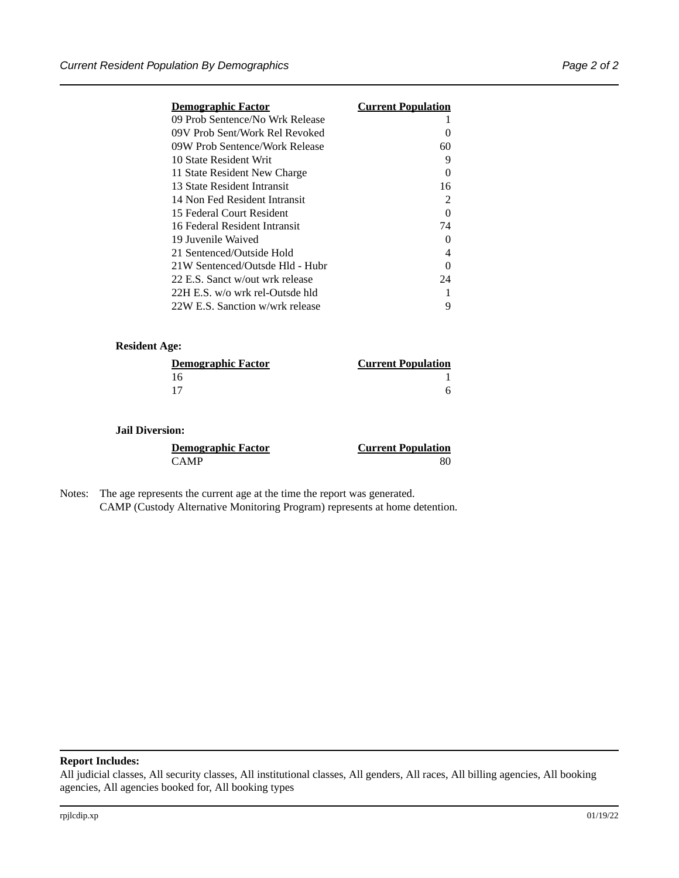| Demographic Factor | Current Population |
|---|---|
| 09 Prob Sentence/No Wrk Release | 1 |
| 09V Prob Sent/Work Rel Revoked | 0 |
| 09W Prob Sentence/Work Release | 60 |
| 10 State Resident Writ | 9 |
| 11 State Resident New Charge | 0 |
| 13 State Resident Intransit | 16 |
| 14 Non Fed Resident Intransit | 2 |
| 15 Federal Court Resident | 0 |
| 16 Federal Resident Intransit | 74 |
| 19 Juvenile Waived | 0 |
| 21 Sentenced/Outside Hold | 4 |
| 21W Sentenced/Outsde Hld - Hubr | 0 |
| 22 E.S. Sanct w/out wrk release | 24 |
| 22H E.S. w/o wrk rel-Outsde hld | 1 |
| 22W E.S. Sanction w/wrk release | 9 |

**Resident Age:**

| Demographic Factor | Current Population |
|---|---|
| 16 | 1 |
| 17 | 6 |

**Jail Diversion:**

| Demographic Factor | Current Population |
|---|---|
| CAMP | 80 |

Notes: The age represents the current age at the time the report was generated.
CAMP (Custody Alternative Monitoring Program) represents at home detention.

**Report Includes:**

All judicial classes, All security classes, All institutional classes, All genders, All races, All billing agencies, All booking agencies, All agencies booked for, All booking types